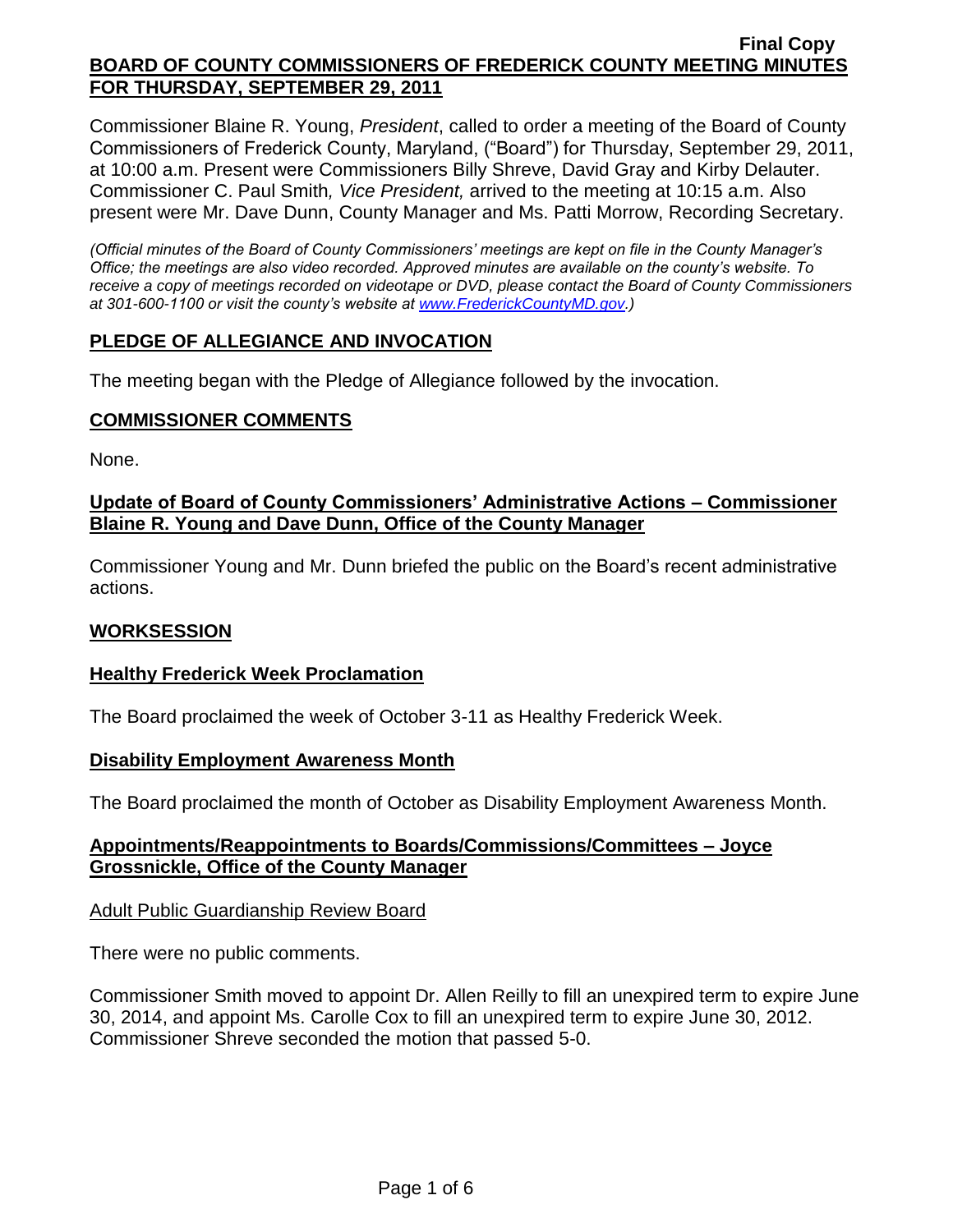**Final Copy**

# BOARD OF COUNTY COMMISSIONERS OF FREDERICK COUNTY MEETING MINUTES FOR THURSDAY, SEPTEMBER 29, 2011

Commissioner Blaine R. Young, *President*, called to order a meeting of the Board of County Commissioners of Frederick County, Maryland, ("Board") for Thursday, September 29, 2011, at 10:00 a.m. Present were Commissioners Billy Shreve, David Gray and Kirby Delauter. Commissioner C. Paul Smith*, Vice President,* arrived to the meeting at 10:15 a.m. Also present were Mr. Dave Dunn, County Manager and Ms. Patti Morrow, Recording Secretary.

*(Official minutes of the Board of County Commissioners' meetings are kept on file in the County Manager's Office; the meetings are also video recorded. Approved minutes are available on the county's website. To receive a copy of meetings recorded on videotape or DVD, please contact the Board of County Commissioners at 301-600-1100 or visit the county's website at [www.FrederickCountyMD.gov](www.FrederickCountyMD.gov).)*

## PLEDGE OF ALLEGIANCE AND INVOCATION

The meeting began with the Pledge of Allegiance followed by the invocation.

## COMMISSIONER COMMENTS

None.

## Update of Board of County Commissioners' Administrative Actions – Commissioner Blaine R. Young and Dave Dunn, Office of the County Manager

Commissioner Young and Mr. Dunn briefed the public on the Board's recent administrative actions.

## WORKSESSION

### Healthy Frederick Week Proclamation

The Board proclaimed the week of October 3-11 as Healthy Frederick Week.

### Disability Employment Awareness Month

The Board proclaimed the month of October as Disability Employment Awareness Month.

### Appointments/Reappointments to Boards/Commissions/Committees – Joyce Grossnickle, Office of the County Manager

Adult Public Guardianship Review Board

There were no public comments.

Commissioner Smith moved to appoint Dr. Allen Reilly to fill an unexpired term to expire June 30, 2014, and appoint Ms. Carolle Cox to fill an unexpired term to expire June 30, 2012. Commissioner Shreve seconded the motion that passed 5-0.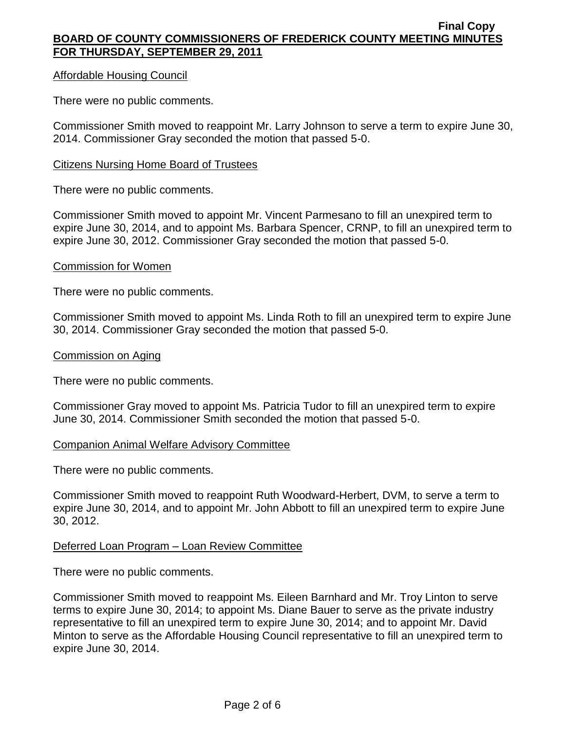Affordable Housing Council

There were no public comments.

Commissioner Smith moved to reappoint Mr. Larry Johnson to serve a term to expire June 30, 2014. Commissioner Gray seconded the motion that passed 5-0.

Citizens Nursing Home Board of Trustees

There were no public comments.

Commissioner Smith moved to appoint Mr. Vincent Parmesano to fill an unexpired term to expire June 30, 2014, and to appoint Ms. Barbara Spencer, CRNP, to fill an unexpired term to expire June 30, 2012. Commissioner Gray seconded the motion that passed 5-0.

Commission for Women

There were no public comments.

Commissioner Smith moved to appoint Ms. Linda Roth to fill an unexpired term to expire June 30, 2014. Commissioner Gray seconded the motion that passed 5-0.

Commission on Aging

There were no public comments.

Commissioner Gray moved to appoint Ms. Patricia Tudor to fill an unexpired term to expire June 30, 2014. Commissioner Smith seconded the motion that passed 5-0.

Companion Animal Welfare Advisory Committee

There were no public comments.

Commissioner Smith moved to reappoint Ruth Woodward-Herbert, DVM, to serve a term to expire June 30, 2014, and to appoint Mr. John Abbott to fill an unexpired term to expire June 30, 2012.

Deferred Loan Program – Loan Review Committee

There were no public comments.

Commissioner Smith moved to reappoint Ms. Eileen Barnhard and Mr. Troy Linton to serve terms to expire June 30, 2014; to appoint Ms. Diane Bauer to serve as the private industry representative to fill an unexpired term to expire June 30, 2014; and to appoint Mr. David Minton to serve as the Affordable Housing Council representative to fill an unexpired term to expire June 30, 2014.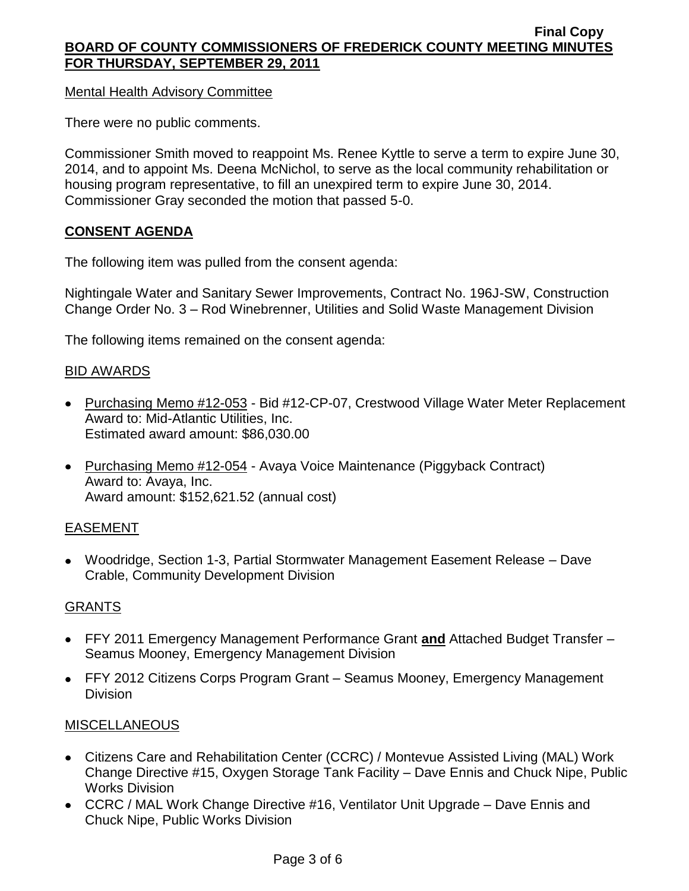Mental Health Advisory Committee

There were no public comments.

Commissioner Smith moved to reappoint Ms. Renee Kyttle to serve a term to expire June 30, 2014, and to appoint Ms. Deena McNichol, to serve as the local community rehabilitation or housing program representative, to fill an unexpired term to expire June 30, 2014. Commissioner Gray seconded the motion that passed 5-0.

## CONSENT AGENDA

The following item was pulled from the consent agenda:

Nightingale Water and Sanitary Sewer Improvements, Contract No. 196J-SW, Construction Change Order No. 3 – Rod Winebrenner, Utilities and Solid Waste Management Division

The following items remained on the consent agenda:

BID AWARDS

- Purchasing Memo #12-053 - Bid #12-CP-07, Crestwood Village Water Meter Replacement
  Award to: Mid-Atlantic Utilities, Inc.
  Estimated award amount: $86,030.00
- Purchasing Memo #12-054 - Avaya Voice Maintenance (Piggyback Contract)
  Award to: Avaya, Inc.
  Award amount: $152,621.52 (annual cost)

EASEMENT

- Woodridge, Section 1-3, Partial Stormwater Management Easement Release – Dave Crable, Community Development Division

GRANTS

- FFY 2011 Emergency Management Performance Grant **and** Attached Budget Transfer – Seamus Mooney, Emergency Management Division
- FFY 2012 Citizens Corps Program Grant – Seamus Mooney, Emergency Management Division

MISCELLANEOUS

- Citizens Care and Rehabilitation Center (CCRC) / Montevue Assisted Living (MAL) Work Change Directive #15, Oxygen Storage Tank Facility – Dave Ennis and Chuck Nipe, Public Works Division
- CCRC / MAL Work Change Directive #16, Ventilator Unit Upgrade – Dave Ennis and Chuck Nipe, Public Works Division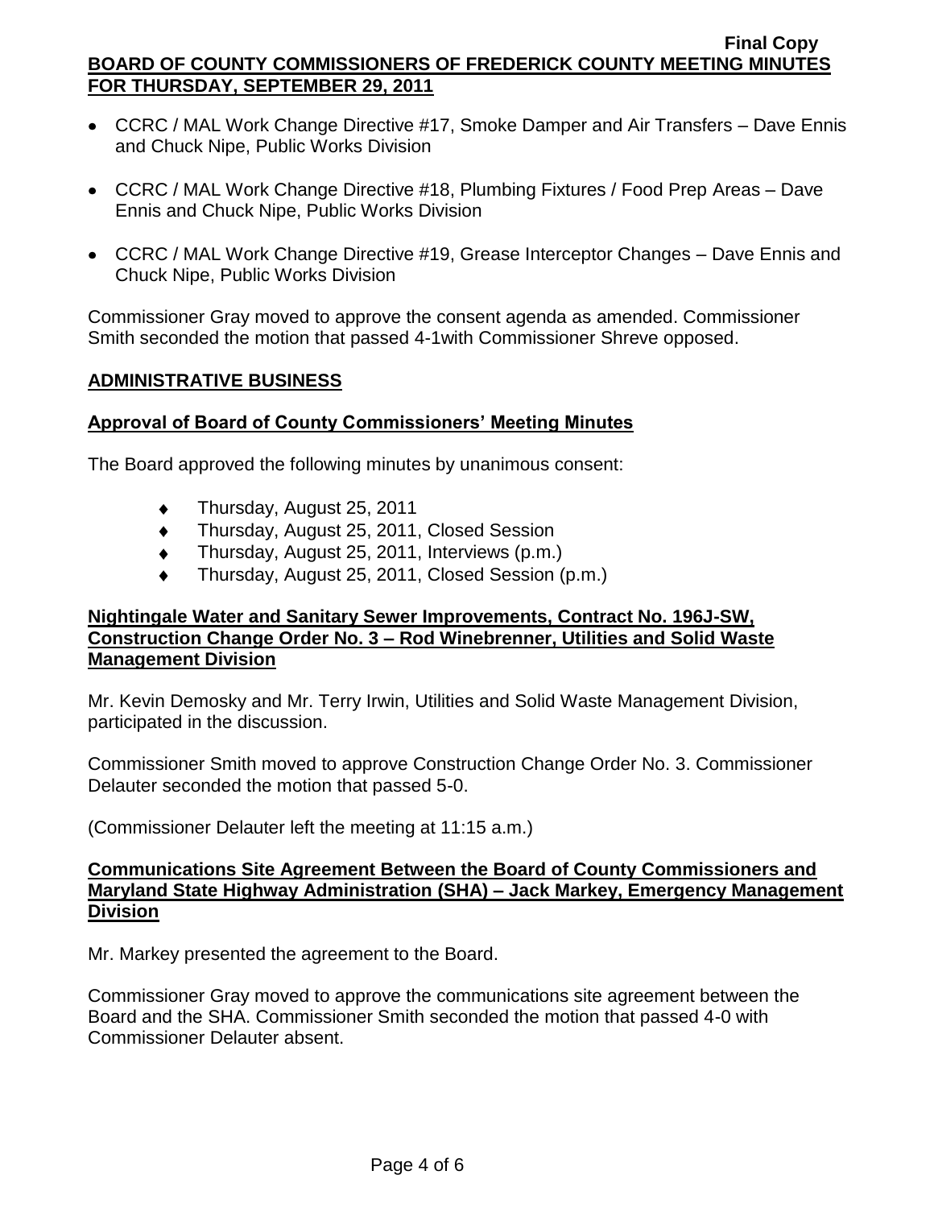- CCRC / MAL Work Change Directive #17, Smoke Damper and Air Transfers – Dave Ennis and Chuck Nipe, Public Works Division
- CCRC / MAL Work Change Directive #18, Plumbing Fixtures / Food Prep Areas – Dave Ennis and Chuck Nipe, Public Works Division
- CCRC / MAL Work Change Directive #19, Grease Interceptor Changes – Dave Ennis and Chuck Nipe, Public Works Division

Commissioner Gray moved to approve the consent agenda as amended. Commissioner Smith seconded the motion that passed 4-1with Commissioner Shreve opposed.

## **ADMINISTRATIVE BUSINESS**

### **Approval of Board of County Commissioners' Meeting Minutes**

The Board approved the following minutes by unanimous consent:

- Thursday, August 25, 2011
- Thursday, August 25, 2011, Closed Session
- Thursday, August 25, 2011, Interviews (p.m.)
- Thursday, August 25, 2011, Closed Session (p.m.)

### **Nightingale Water and Sanitary Sewer Improvements, Contract No. 196J-SW, Construction Change Order No. 3 – Rod Winebrenner, Utilities and Solid Waste Management Division**

Mr. Kevin Demosky and Mr. Terry Irwin, Utilities and Solid Waste Management Division, participated in the discussion.

Commissioner Smith moved to approve Construction Change Order No. 3. Commissioner Delauter seconded the motion that passed 5-0.

(Commissioner Delauter left the meeting at 11:15 a.m.)

### **Communications Site Agreement Between the Board of County Commissioners and Maryland State Highway Administration (SHA) – Jack Markey, Emergency Management Division**

Mr. Markey presented the agreement to the Board.

Commissioner Gray moved to approve the communications site agreement between the Board and the SHA. Commissioner Smith seconded the motion that passed 4-0 with Commissioner Delauter absent.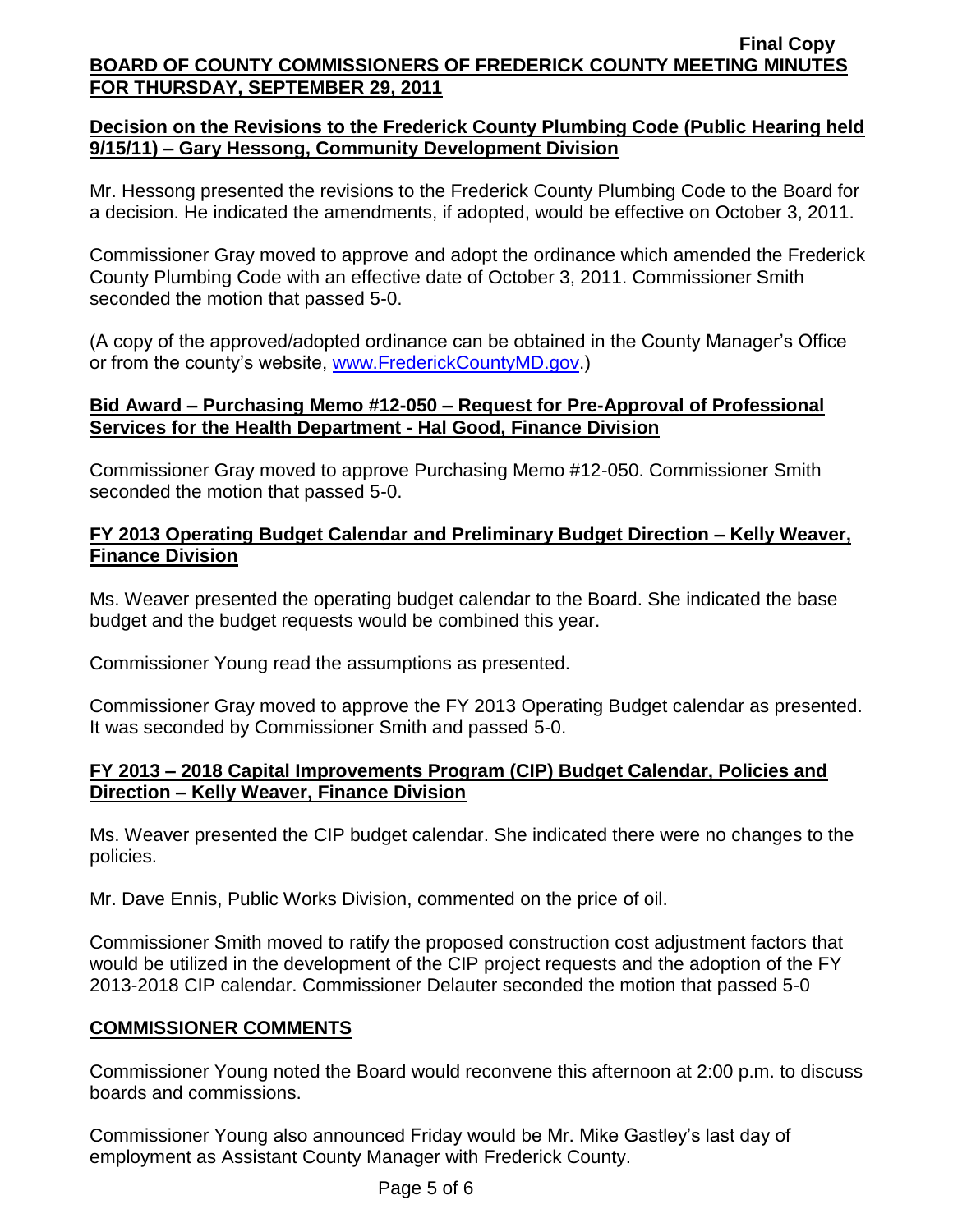**Decision on the Revisions to the Frederick County Plumbing Code (Public Hearing held 9/15/11) – Gary Hessong, Community Development Division**

Mr. Hessong presented the revisions to the Frederick County Plumbing Code to the Board for a decision. He indicated the amendments, if adopted, would be effective on October 3, 2011.

Commissioner Gray moved to approve and adopt the ordinance which amended the Frederick County Plumbing Code with an effective date of October 3, 2011. Commissioner Smith seconded the motion that passed 5-0.

(A copy of the approved/adopted ordinance can be obtained in the County Manager's Office or from the county's website, www.FrederickCountyMD.gov.)

**Bid Award – Purchasing Memo #12-050 – Request for Pre-Approval of Professional Services for the Health Department - Hal Good, Finance Division**

Commissioner Gray moved to approve Purchasing Memo #12-050. Commissioner Smith seconded the motion that passed 5-0.

**FY 2013 Operating Budget Calendar and Preliminary Budget Direction – Kelly Weaver, Finance Division**

Ms. Weaver presented the operating budget calendar to the Board. She indicated the base budget and the budget requests would be combined this year.

Commissioner Young read the assumptions as presented.

Commissioner Gray moved to approve the FY 2013 Operating Budget calendar as presented. It was seconded by Commissioner Smith and passed 5-0.

**FY 2013 – 2018 Capital Improvements Program (CIP) Budget Calendar, Policies and Direction – Kelly Weaver, Finance Division**

Ms. Weaver presented the CIP budget calendar. She indicated there were no changes to the policies.

Mr. Dave Ennis, Public Works Division, commented on the price of oil.

Commissioner Smith moved to ratify the proposed construction cost adjustment factors that would be utilized in the development of the CIP project requests and the adoption of the FY 2013-2018 CIP calendar. Commissioner Delauter seconded the motion that passed 5-0

**COMMISSIONER COMMENTS**

Commissioner Young noted the Board would reconvene this afternoon at 2:00 p.m. to discuss boards and commissions.

Commissioner Young also announced Friday would be Mr. Mike Gastley's last day of employment as Assistant County Manager with Frederick County.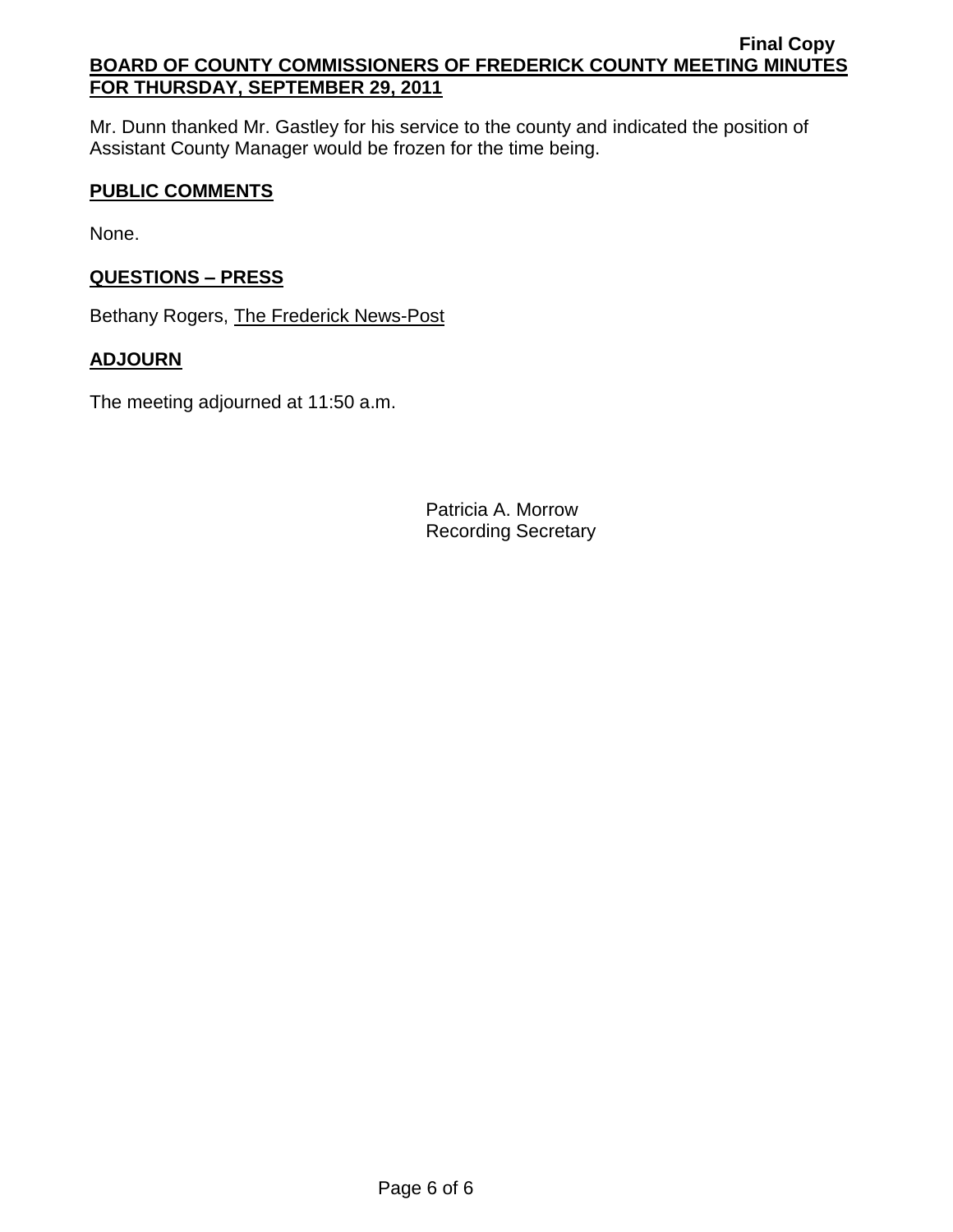Mr. Dunn thanked Mr. Gastley for his service to the county and indicated the position of Assistant County Manager would be frozen for the time being.

## PUBLIC COMMENTS

None.

## QUESTIONS – PRESS

Bethany Rogers, The Frederick News-Post

## ADJOURN

The meeting adjourned at 11:50 a.m.

Patricia A. Morrow
Recording Secretary